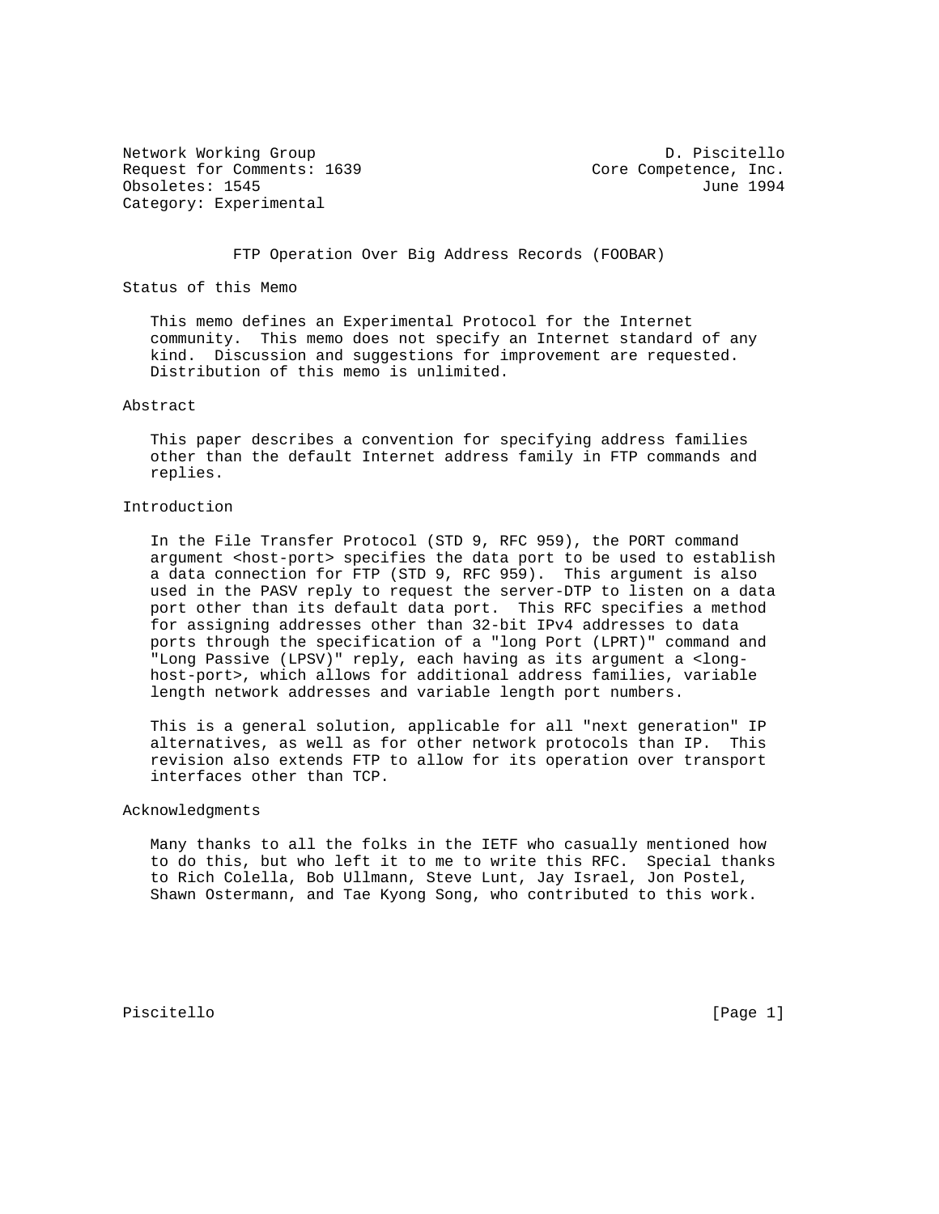Network Working Group D. Piscitello
Request for Comments: 1639 Core Competence, Inc.
Obsoletes: 1545 June 1994
Category: Experimental

# FTP Operation Over Big Address Records (FOOBAR)

## Status of this Memo

This memo defines an Experimental Protocol for the Internet community. This memo does not specify an Internet standard of any kind. Discussion and suggestions for improvement are requested. Distribution of this memo is unlimited.

## Abstract

This paper describes a convention for specifying address families other than the default Internet address family in FTP commands and replies.

## Introduction

In the File Transfer Protocol (STD 9, RFC 959), the PORT command argument <host-port> specifies the data port to be used to establish a data connection for FTP (STD 9, RFC 959). This argument is also used in the PASV reply to request the server-DTP to listen on a data port other than its default data port. This RFC specifies a method for assigning addresses other than 32-bit IPv4 addresses to data ports through the specification of a "long Port (LPRT)" command and "Long Passive (LPSV)" reply, each having as its argument a <long-host-port>, which allows for additional address families, variable length network addresses and variable length port numbers.

This is a general solution, applicable for all "next generation" IP alternatives, as well as for other network protocols than IP. This revision also extends FTP to allow for its operation over transport interfaces other than TCP.

## Acknowledgments

Many thanks to all the folks in the IETF who casually mentioned how to do this, but who left it to me to write this RFC. Special thanks to Rich Colella, Bob Ullmann, Steve Lunt, Jay Israel, Jon Postel, Shawn Ostermann, and Tae Kyong Song, who contributed to this work.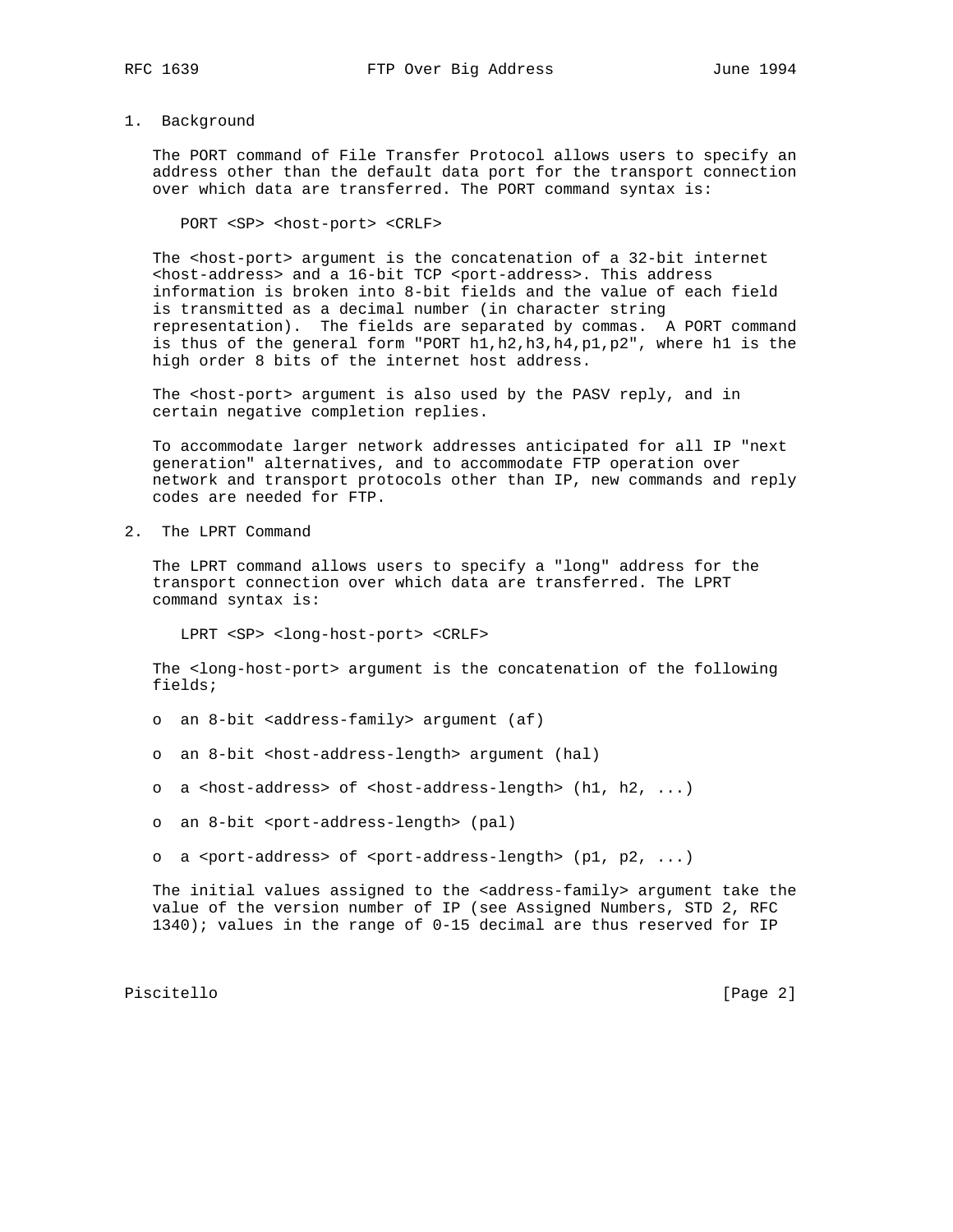## 1. Background

The PORT command of File Transfer Protocol allows users to specify an address other than the default data port for the transport connection over which data are transferred. The PORT command syntax is:

```
PORT <SP> <host-port> <CRLF>
```

The <host-port> argument is the concatenation of a 32-bit internet <host-address> and a 16-bit TCP <port-address>. This address information is broken into 8-bit fields and the value of each field is transmitted as a decimal number (in character string representation). The fields are separated by commas. A PORT command is thus of the general form "PORT h1,h2,h3,h4,p1,p2", where h1 is the high order 8 bits of the internet host address.

The <host-port> argument is also used by the PASV reply, and in certain negative completion replies.

To accommodate larger network addresses anticipated for all IP "next generation" alternatives, and to accommodate FTP operation over network and transport protocols other than IP, new commands and reply codes are needed for FTP.

## 2. The LPRT Command

The LPRT command allows users to specify a "long" address for the transport connection over which data are transferred. The LPRT command syntax is:

```
LPRT <SP> <long-host-port> <CRLF>
```

The <long-host-port> argument is the concatenation of the following fields;

- an 8-bit <address-family> argument (af)
- an 8-bit <host-address-length> argument (hal)
- a <host-address> of <host-address-length> (h1, h2, ...)
- an 8-bit <port-address-length> (pal)
- a <port-address> of <port-address-length> (p1, p2, ...)

The initial values assigned to the <address-family> argument take the value of the version number of IP (see Assigned Numbers, STD 2, RFC 1340); values in the range of 0-15 decimal are thus reserved for IP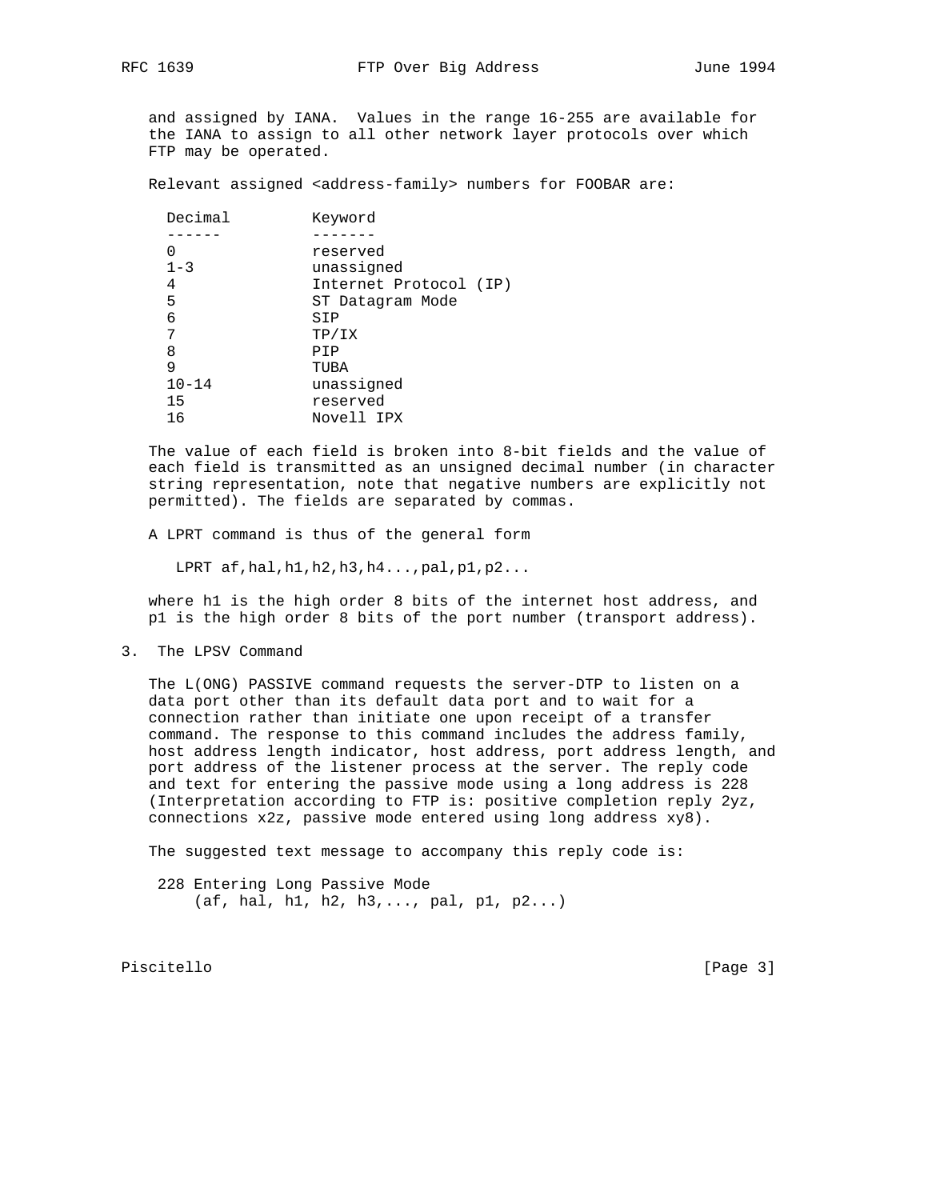and assigned by IANA. Values in the range 16-255 are available for the IANA to assign to all other network layer protocols over which FTP may be operated.

Relevant assigned <address-family> numbers for FOOBAR are:

| Decimal | Keyword |
| --- | --- |
| 0 | reserved |
| 1-3 | unassigned |
| 4 | Internet Protocol (IP) |
| 5 | ST Datagram Mode |
| 6 | SIP |
| 7 | TP/IX |
| 8 | PIP |
| 9 | TUBA |
| 10-14 | unassigned |
| 15 | reserved |
| 16 | Novell IPX |

The value of each field is broken into 8-bit fields and the value of each field is transmitted as an unsigned decimal number (in character string representation, note that negative numbers are explicitly not permitted). The fields are separated by commas.

A LPRT command is thus of the general form

```
LPRT af,hal,h1,h2,h3,h4...,pal,p1,p2...
```

where h1 is the high order 8 bits of the internet host address, and p1 is the high order 8 bits of the port number (transport address).

## 3. The LPSV Command

The L(ONG) PASSIVE command requests the server-DTP to listen on a data port other than its default data port and to wait for a connection rather than initiate one upon receipt of a transfer command. The response to this command includes the address family, host address length indicator, host address, port address length, and port address of the listener process at the server. The reply code and text for entering the passive mode using a long address is 228 (Interpretation according to FTP is: positive completion reply 2yz, connections x2z, passive mode entered using long address xy8).

The suggested text message to accompany this reply code is:

```
228 Entering Long Passive Mode
    (af, hal, h1, h2, h3,..., pal, p1, p2...)
```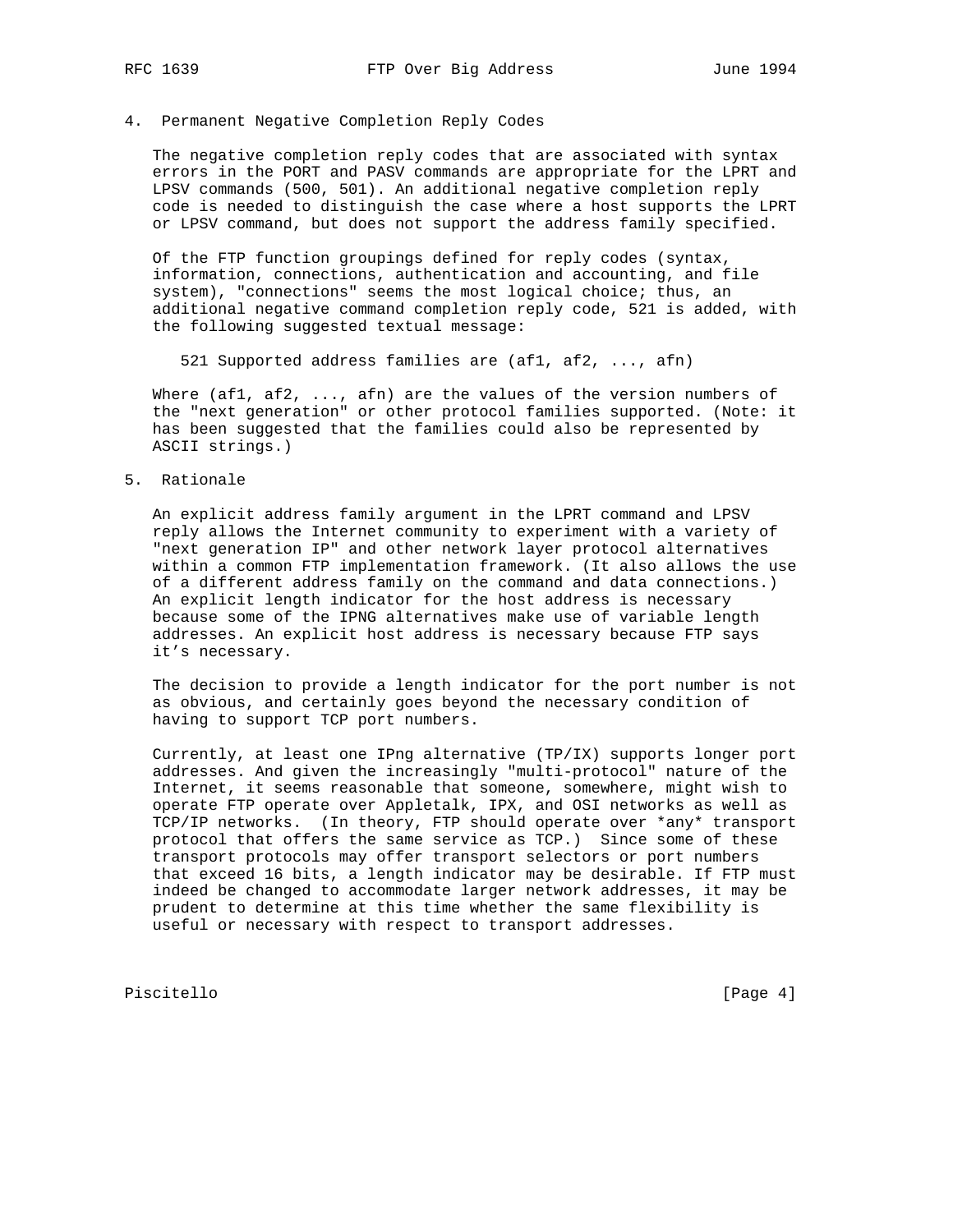## 4. Permanent Negative Completion Reply Codes

The negative completion reply codes that are associated with syntax errors in the PORT and PASV commands are appropriate for the LPRT and LPSV commands (500, 501). An additional negative completion reply code is needed to distinguish the case where a host supports the LPRT or LPSV command, but does not support the address family specified.

Of the FTP function groupings defined for reply codes (syntax, information, connections, authentication and accounting, and file system), "connections" seems the most logical choice; thus, an additional negative command completion reply code, 521 is added, with the following suggested textual message:

```
521 Supported address families are (af1, af2, ..., afn)
```

Where (af1, af2, ..., afn) are the values of the version numbers of the "next generation" or other protocol families supported. (Note: it has been suggested that the families could also be represented by ASCII strings.)

## 5. Rationale

An explicit address family argument in the LPRT command and LPSV reply allows the Internet community to experiment with a variety of "next generation IP" and other network layer protocol alternatives within a common FTP implementation framework. (It also allows the use of a different address family on the command and data connections.) An explicit length indicator for the host address is necessary because some of the IPNG alternatives make use of variable length addresses. An explicit host address is necessary because FTP says it's necessary.

The decision to provide a length indicator for the port number is not as obvious, and certainly goes beyond the necessary condition of having to support TCP port numbers.

Currently, at least one IPng alternative (TP/IX) supports longer port addresses. And given the increasingly "multi-protocol" nature of the Internet, it seems reasonable that someone, somewhere, might wish to operate FTP operate over Appletalk, IPX, and OSI networks as well as TCP/IP networks. (In theory, FTP should operate over *any* transport protocol that offers the same service as TCP.) Since some of these transport protocols may offer transport selectors or port numbers that exceed 16 bits, a length indicator may be desirable. If FTP must indeed be changed to accommodate larger network addresses, it may be prudent to determine at this time whether the same flexibility is useful or necessary with respect to transport addresses.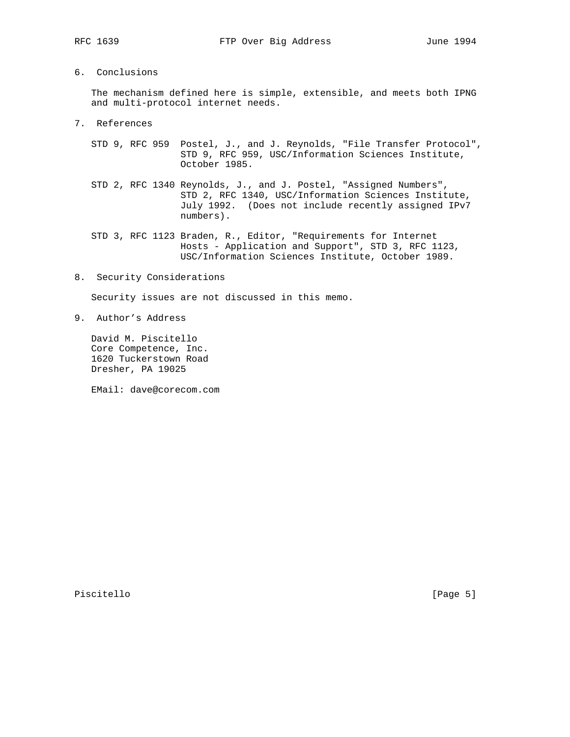## 6. Conclusions

The mechanism defined here is simple, extensible, and meets both IPNG and multi-protocol internet needs.

## 7. References

STD 9, RFC 959 Postel, J., and J. Reynolds, "File Transfer Protocol", STD 9, RFC 959, USC/Information Sciences Institute, October 1985.

STD 2, RFC 1340 Reynolds, J., and J. Postel, "Assigned Numbers", STD 2, RFC 1340, USC/Information Sciences Institute, July 1992. (Does not include recently assigned IPv7 numbers).

STD 3, RFC 1123 Braden, R., Editor, "Requirements for Internet Hosts - Application and Support", STD 3, RFC 1123, USC/Information Sciences Institute, October 1989.

## 8. Security Considerations

Security issues are not discussed in this memo.

## 9. Author's Address

David M. Piscitello
Core Competence, Inc.
1620 Tuckerstown Road
Dresher, PA 19025

EMail: dave@corecom.com